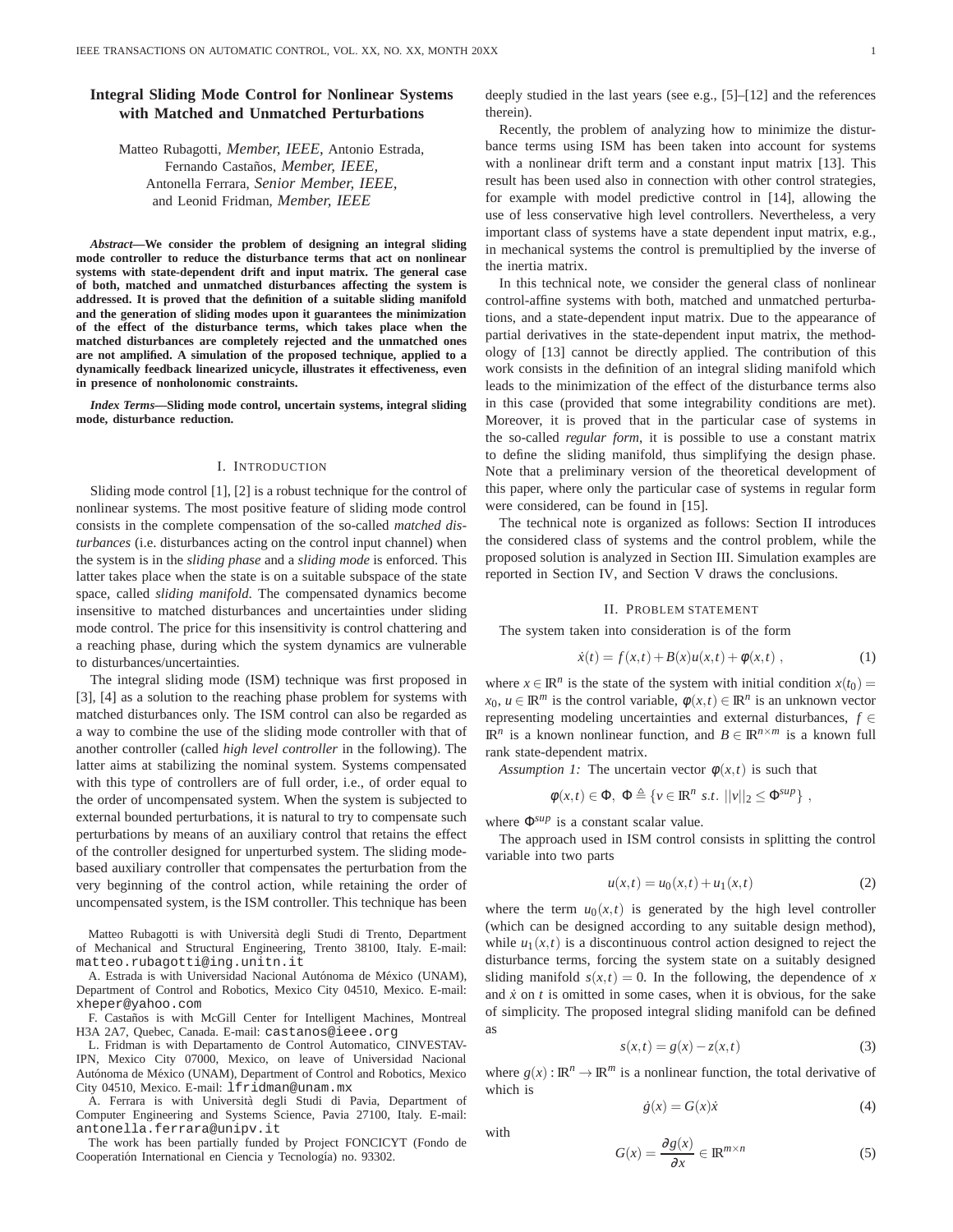# Integral Sliding Mode Control for Nonlinear Systems with Matched and Unmatched Perturbations

Matteo Rubagotti, *Member, IEEE,* Antonio Estrada, Fernando Castaños, *Member, IEEE,* Antonella Ferrara, *Senior Member, IEEE,* and Leonid Fridman, *Member, IEEE*

***Abstract*—We consider the problem of designing an integral sliding mode controller to reduce the disturbance terms that act on nonlinear systems with state-dependent drift and input matrix. The general case of both, matched and unmatched disturbances affecting the system is addressed. It is proved that the definition of a suitable sliding manifold and the generation of sliding modes upon it guarantees the minimization of the effect of the disturbance terms, which takes place when the matched disturbances are completely rejected and the unmatched ones are not amplified. A simulation of the proposed technique, applied to a dynamically feedback linearized unicycle, illustrates it effectiveness, even in presence of nonholonomic constraints.**

***Index Terms*—Sliding mode control, uncertain systems, integral sliding mode, disturbance reduction.**

## I. Introduction

Sliding mode control [1], [2] is a robust technique for the control of nonlinear systems. The most positive feature of sliding mode control consists in the complete compensation of the so-called *matched disturbances* (i.e. disturbances acting on the control input channel) when the system is in the *sliding phase* and a *sliding mode* is enforced. This latter takes place when the state is on a suitable subspace of the state space, called *sliding manifold*. The compensated dynamics become insensitive to matched disturbances and uncertainties under sliding mode control. The price for this insensitivity is control chattering and a reaching phase, during which the system dynamics are vulnerable to disturbances/uncertainties.

The integral sliding mode (ISM) technique was first proposed in [3], [4] as a solution to the reaching phase problem for systems with matched disturbances only. The ISM control can also be regarded as a way to combine the use of the sliding mode controller with that of another controller (called *high level controller* in the following). The latter aims at stabilizing the nominal system. Systems compensated with this type of controllers are of full order, i.e., of order equal to the order of uncompensated system. When the system is subjected to external bounded perturbations, it is natural to try to compensate such perturbations by means of an auxiliary control that retains the effect of the controller designed for unperturbed system. The sliding mode-based auxiliary controller that compensates the perturbation from the very beginning of the control action, while retaining the order of uncompensated system, is the ISM controller. This technique has been deeply studied in the last years (see e.g., [5]–[12] and the references therein).

Matteo Rubagotti is with Università degli Studi di Trento, Department of Mechanical and Structural Engineering, Trento 38100, Italy. E-mail: matteo.rubagotti@ing.unitn.it

A. Estrada is with Universidad Nacional Autónoma de México (UNAM), Department of Control and Robotics, Mexico City 04510, Mexico. E-mail: xheper@yahoo.com

F. Castaños is with McGill Center for Intelligent Machines, Montreal H3A 2A7, Quebec, Canada. E-mail: castanos@ieee.org

L. Fridman is with Departamento de Control Automatico, CINVESTAV-IPN, Mexico City 07000, Mexico, on leave of Universidad Nacional Autónoma de México (UNAM), Department of Control and Robotics, Mexico City 04510, Mexico. E-mail: lfridman@unam.mx

A. Ferrara is with Università degli Studi di Pavia, Department of Computer Engineering and Systems Science, Pavia 27100, Italy. E-mail: antonella.ferrara@unipv.it

The work has been partially funded by Project FONCICYT (Fondo de Cooperación International en Ciencia y Tecnología) no. 93302.

Recently, the problem of analyzing how to minimize the disturbance terms using ISM has been taken into account for systems with a nonlinear drift term and a constant input matrix [13]. This result has been used also in connection with other control strategies, for example with model predictive control in [14], allowing the use of less conservative high level controllers. Nevertheless, a very important class of systems have a state dependent input matrix, e.g., in mechanical systems the control is premultiplied by the inverse of the inertia matrix.

In this technical note, we consider the general class of nonlinear control-affine systems with both, matched and unmatched perturbations, and a state-dependent input matrix. Due to the appearance of partial derivatives in the state-dependent input matrix, the methodology of [13] cannot be directly applied. The contribution of this work consists in the definition of an integral sliding manifold which leads to the minimization of the effect of the disturbance terms also in this case (provided that some integrability conditions are met). Moreover, it is proved that in the particular case of systems in the so-called *regular form*, it is possible to use a constant matrix to define the sliding manifold, thus simplifying the design phase. Note that a preliminary version of the theoretical development of this paper, where only the particular case of systems in regular form were considered, can be found in [15].

The technical note is organized as follows: Section II introduces the considered class of systems and the control problem, while the proposed solution is analyzed in Section III. Simulation examples are reported in Section IV, and Section V draws the conclusions.

## II. Problem statement

The system taken into consideration is of the form

$$\dot{x}(t) = f(x,t) + B(x)u(x,t) + \phi(x,t)\ , \tag{1}$$

where $x \in \mathbb{R}^n$ is the state of the system with initial condition $x(t_0) = x_0$, $u \in \mathbb{R}^m$ is the control variable, $\phi(x,t) \in \mathbb{R}^n$ is an unknown vector representing modeling uncertainties and external disturbances, $f \in \mathbb{R}^n$ is a known nonlinear function, and $B \in \mathbb{R}^{n\times m}$ is a known full rank state-dependent matrix.

*Assumption 1:* The uncertain vector $\phi(x,t)$ is such that

$$\phi(x,t) \in \Phi,\ \Phi \triangleq \{v \in \mathbb{R}^n\ s.t.\ ||v||_2 \leq \Phi^{sup}\}\ ,$$

where $\Phi^{sup}$ is a constant scalar value.

The approach used in ISM control consists in splitting the control variable into two parts

$$u(x,t) = u_0(x,t) + u_1(x,t) \tag{2}$$

where the term $u_0(x,t)$ is generated by the high level controller (which can be designed according to any suitable design method), while $u_1(x,t)$ is a discontinuous control action designed to reject the disturbance terms, forcing the system state on a suitably designed sliding manifold $s(x,t) = 0$. In the following, the dependence of $x$ and $\dot{x}$ on $t$ is omitted in some cases, when it is obvious, for the sake of simplicity. The proposed integral sliding manifold can be defined as

$$s(x,t) = g(x) - z(x,t) \tag{3}$$

where $g(x) : \mathbb{R}^n \to \mathbb{R}^m$ is a nonlinear function, the total derivative of which is

$$\dot{g}(x) = G(x)\dot{x} \tag{4}$$

with

$$G(x) = \frac{\partial g(x)}{\partial x} \in \mathbb{R}^{m\times n} \tag{5}$$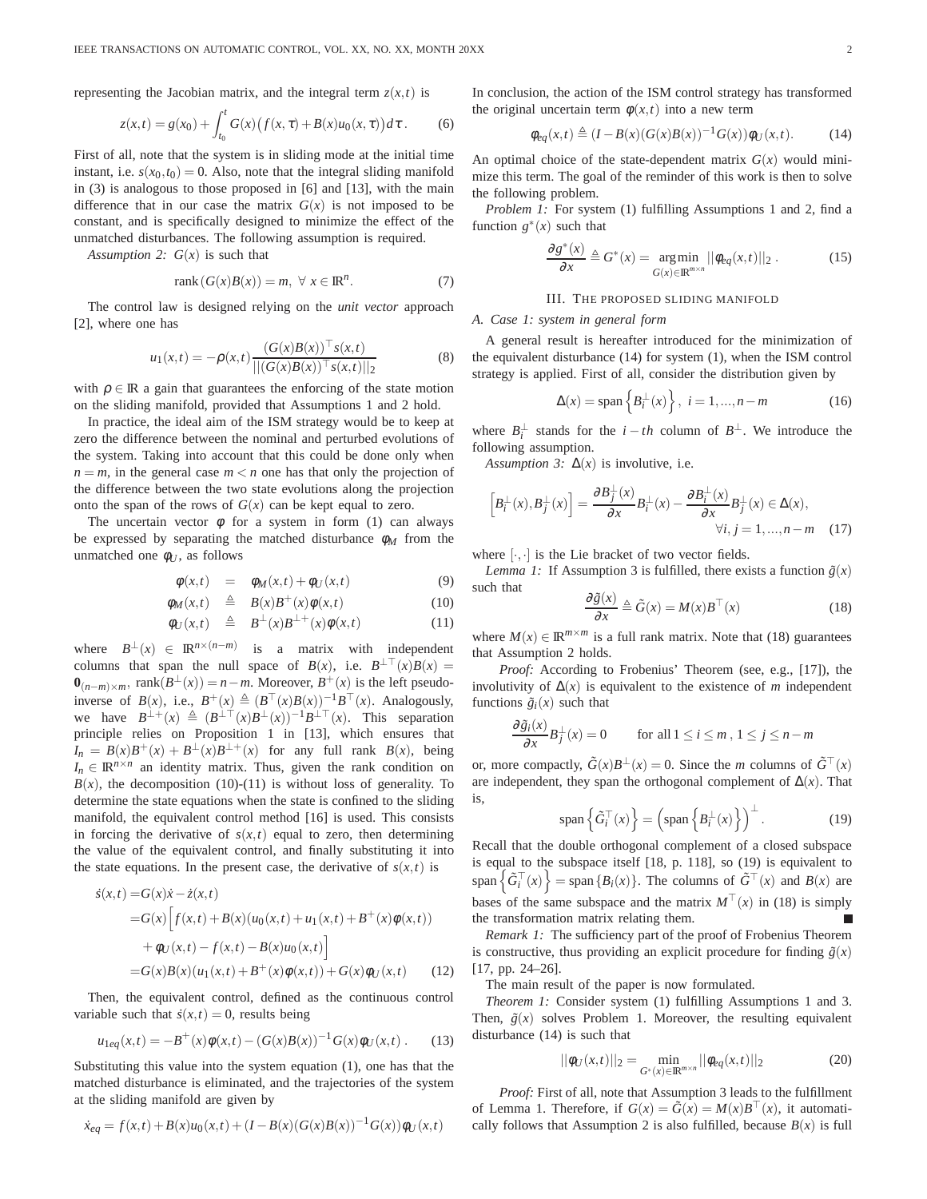representing the Jacobian matrix, and the integral term $z(x,t)$ is

$$z(x,t) = g(x_0) + \int_{t_0}^{t} G(x)\big(f(x,\tau) + B(x)u_0(x,\tau)\big)d\tau\,. \tag{6}$$

First of all, note that the system is in sliding mode at the initial time instant, i.e. $s(x_0,t_0) = 0$. Also, note that the integral sliding manifold in (3) is analogous to those proposed in [6] and [13], with the main difference that in our case the matrix $G(x)$ is not imposed to be constant, and is specifically designed to minimize the effect of the unmatched disturbances. The following assumption is required.

*Assumption 2:* $G(x)$ is such that

$$\text{rank}\left(G(x)B(x)\right) = m,\ \forall\ x \in \mathbb{R}^n. \tag{7}$$

The control law is designed relying on the *unit vector* approach [2], where one has

$$u_1(x,t) = -\rho(x,t)\frac{(G(x)B(x))^\top s(x,t)}{||(G(x)B(x))^\top s(x,t)||_2} \tag{8}$$

with $\rho \in \mathbb{R}$ a gain that guarantees the enforcing of the state motion on the sliding manifold, provided that Assumptions 1 and 2 hold.

In practice, the ideal aim of the ISM strategy would be to keep at zero the difference between the nominal and perturbed evolutions of the system. Taking into account that this could be done only when $n = m$, in the general case $m < n$ one has that only the projection of the difference between the two state evolutions along the projection onto the span of the rows of $G(x)$ can be kept equal to zero.

The uncertain vector $\phi$ for a system in form (1) can always be expressed by separating the matched disturbance $\phi_M$ from the unmatched one $\phi_U$, as follows

$$\phi(x,t) = \phi_M(x,t) + \phi_U(x,t) \tag{9}$$

$$\phi_M(x,t) \triangleq B(x)B^+(x)\phi(x,t) \tag{10}$$

$$\phi_U(x,t) \triangleq B^\perp(x)B^{\perp+}(x)\phi(x,t) \tag{11}$$

where $B^\perp(x) \in \mathbb{R}^{n\times(n-m)}$ is a matrix with independent columns that span the null space of $B(x)$, i.e. $B^{\perp\top}(x)B(x) = \mathbf{0}_{(n-m)\times m}$, $\text{rank}(B^\perp(x)) = n-m$. Moreover, $B^+(x)$ is the left pseudo-inverse of $B(x)$, i.e., $B^+(x) \triangleq (B^\top(x)B(x))^{-1}B^\top(x)$. Analogously, we have $B^{\perp+}(x) \triangleq (B^{\perp\top}(x)B^\perp(x))^{-1}B^{\perp\top}(x)$. This separation principle relies on Proposition 1 in [13], which ensures that $I_n = B(x)B^+(x) + B^\perp(x)B^{\perp+}(x)$ for any full rank $B(x)$, being $I_n \in \mathbb{R}^{n\times n}$ an identity matrix. Thus, given the rank condition on $B(x)$, the decomposition (10)-(11) is without loss of generality. To determine the state equations when the state is confined to the sliding manifold, the equivalent control method [16] is used. This consists in forcing the derivative of $s(x,t)$ equal to zero, then determining the value of the equivalent control, and finally substituting it into the state equations. In the present case, the derivative of $s(x,t)$ is

$$\begin{aligned}\dot{s}(x,t) =& G(x)\dot{x} - \dot{z}(x,t)\\ =& G(x)\Big[f(x,t) + B(x)(u_0(x,t) + u_1(x,t) + B^+(x)\phi(x,t))\\ &+ \phi_U(x,t) - f(x,t) - B(x)u_0(x,t)\Big]\\ =& G(x)B(x)(u_1(x,t) + B^+(x)\phi(x,t)) + G(x)\phi_U(x,t)\end{aligned} \tag{12}$$

Then, the equivalent control, defined as the continuous control variable such that $\dot{s}(x,t) = 0$, results being

$$u_{1eq}(x,t) = -B^+(x)\phi(x,t) - (G(x)B(x))^{-1}G(x)\phi_U(x,t)\,. \tag{13}$$

Substituting this value into the system equation (1), one has that the matched disturbance is eliminated, and the trajectories of the system at the sliding manifold are given by

$$\dot{x}_{eq} = f(x,t) + B(x)u_0(x,t) + (I - B(x)(G(x)B(x))^{-1}G(x))\phi_U(x,t)$$

In conclusion, the action of the ISM control strategy has transformed the original uncertain term $\phi(x,t)$ into a new term

$$\phi_{eq}(x,t) \triangleq (I - B(x)(G(x)B(x))^{-1}G(x))\phi_U(x,t). \tag{14}$$

An optimal choice of the state-dependent matrix $G(x)$ would minimize this term. The goal of the reminder of this work is then to solve the following problem.

*Problem 1:* For system (1) fulfilling Assumptions 1 and 2, find a function $g^*(x)$ such that

$$\frac{\partial g^*(x)}{\partial x} \triangleq G^*(x) = \underset{G(x)\in\mathbb{R}^{m\times n}}{\arg\min}\ ||\phi_{eq}(x,t)||_2\,. \tag{15}$$

## III. The Proposed Sliding Manifold

### A. Case 1: system in general form

A general result is hereafter introduced for the minimization of the equivalent disturbance (14) for system (1), when the ISM control strategy is applied. First of all, consider the distribution given by

$$\Delta(x) = \text{span}\left\{B_i^\perp(x)\right\},\ i = 1,...,n-m \tag{16}$$

where $B_i^\perp$ stands for the $i-th$ column of $B^\perp$. We introduce the following assumption.

*Assumption 3:* $\Delta(x)$ is involutive, i.e.

$$\Big[B_i^\perp(x), B_j^\perp(x)\Big] = \frac{\partial B_j^\perp(x)}{\partial x}B_i^\perp(x) - \frac{\partial B_i^\perp(x)}{\partial x}B_j^\perp(x) \in \Delta(x),\quad \forall i,j = 1,...,n-m \tag{17}$$

where $[\cdot,\cdot]$ is the Lie bracket of two vector fields.

*Lemma 1:* If Assumption 3 is fulfilled, there exists a function $\tilde{g}(x)$ such that

$$\frac{\partial\tilde{g}(x)}{\partial x} \triangleq \tilde{G}(x) = M(x)B^\top(x) \tag{18}$$

where $M(x) \in \mathbb{R}^{m\times m}$ is a full rank matrix. Note that (18) guarantees that Assumption 2 holds.

*Proof:* According to Frobenius' Theorem (see, e.g., [17]), the involutivity of $\Delta(x)$ is equivalent to the existence of $m$ independent functions $\tilde{g}_i(x)$ such that

$$\frac{\partial\tilde{g}_i(x)}{\partial x}B_j^\perp(x) = 0 \qquad \text{for all}\ 1 \le i \le m\,,\ 1 \le j \le n-m$$

or, more compactly, $\tilde{G}(x)B^\perp(x) = 0$. Since the $m$ columns of $\tilde{G}^\top(x)$ are independent, they span the orthogonal complement of $\Delta(x)$. That is,

$$\text{span}\left\{\tilde{G}_i^\top(x)\right\} = \left(\text{span}\left\{B_i^\perp(x)\right\}\right)^\perp. \tag{19}$$

Recall that the double orthogonal complement of a closed subspace is equal to the subspace itself [18, p. 118], so (19) is equivalent to $\text{span}\left\{\tilde{G}_i^\top(x)\right\} = \text{span}\{B_i(x)\}$. The columns of $\tilde{G}^\top(x)$ and $B(x)$ are bases of the same subspace and the matrix $M^\top(x)$ in (18) is simply the transformation matrix relating them. ■

*Remark 1:* The sufficiency part of the proof of Frobenius Theorem is constructive, thus providing an explicit procedure for finding $\tilde{g}(x)$ [17, pp. 24–26].

The main result of the paper is now formulated.

*Theorem 1:* Consider system (1) fulfilling Assumptions 1 and 3. Then, $\tilde{g}(x)$ solves Problem 1. Moreover, the resulting equivalent disturbance (14) is such that

$$||\phi_U(x,t)||_2 = \min_{G^*(x)\in\mathbb{R}^{m\times n}} ||\phi_{eq}(x,t)||_2 \tag{20}$$

*Proof:* First of all, note that Assumption 3 leads to the fulfillment of Lemma 1. Therefore, if $G(x) = \tilde{G}(x) = M(x)B^\top(x)$, it automatically follows that Assumption 2 is also fulfilled, because $B(x)$ is full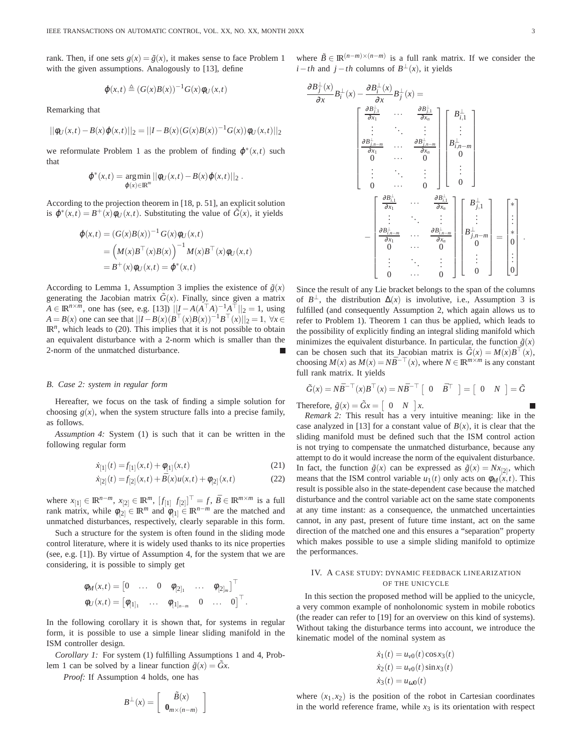rank. Then, if one sets $g(x) = \tilde{g}(x)$, it makes sense to face Problem 1 with the given assumptions. Analogously to [13], define

$$\varphi(x,t) \triangleq (G(x)B(x))^{-1}G(x)\phi_U(x,t)$$

Remarking that

$$||\phi_U(x,t) - B(x)\varphi(x,t)||_2 = ||I - B(x)(G(x)B(x))^{-1}G(x))\phi_U(x,t)||_2$$

we reformulate Problem 1 as the problem of finding $\varphi^*(x,t)$ such that

$$\varphi^*(x,t) = \underset{\varphi(x)\in\mathbb{R}^m}{\arg\min}\, ||\phi_U(x,t) - B(x)\varphi(x,t)||_2\,.$$

According to the projection theorem in [18, p. 51], an explicit solution is $\varphi^*(x,t) = B^+(x)\phi_U(x,t)$. Substituting the value of $\tilde{G}(x)$, it yields

$$\begin{aligned}
\varphi(x,t) &= (G(x)B(x))^{-1}G(x)\phi_U(x,t) \\
&= \left(M(x)B^\top(x)B(x)\right)^{-1}M(x)B^\top(x)\phi_U(x,t) \\
&= B^+(x)\phi_U(x,t) = \varphi^*(x,t)
\end{aligned}$$

According to Lemma 1, Assumption 3 implies the existence of $\tilde{g}(x)$ generating the Jacobian matrix $\tilde{G}(x)$. Finally, since given a matrix $A \in \mathbb{R}^{n\times m}$, one has (see, e.g. [13]) $||I - A(A^\top A)^{-1}A^\top||_2 = 1$, using $A = B(x)$ one can see that $||I - B(x)(B^\top(x)B(x))^{-1}B^\top(x)||_2 = 1,\ \forall x \in \mathbb{R}^n$, which leads to (20). This implies that it is not possible to obtain an equivalent disturbance with a 2-norm which is smaller than the 2-norm of the unmatched disturbance. ■

### B. Case 2: system in regular form

Hereafter, we focus on the task of finding a simple solution for choosing $g(x)$, when the system structure falls into a precise family, as follows.

*Assumption 4:* System (1) is such that it can be written in the following regular form

$$\dot{x}_{[1]}(t) = f_{[1]}(x,t) + \phi_{[1]}(x,t) \tag{21}$$

$$\dot{x}_{[2]}(t) = f_{[2]}(x,t) + \bar{B}(x)u(x,t) + \phi_{[2]}(x,t) \tag{22}$$

where $x_{[1]} \in \mathbb{R}^{n-m}$, $x_{[2]} \in \mathbb{R}^m$, $[f_{[1]}\ \ f_{[2]}]^\top = f$, $\bar{B} \in \mathbb{R}^{m\times m}$ is a full rank matrix, while $\phi_{[2]} \in \mathbb{R}^m$ and $\phi_{[1]} \in \mathbb{R}^{n-m}$ are the matched and unmatched disturbances, respectively, clearly separable in this form.

Such a structure for the system is often found in the sliding mode control literature, where it is widely used thanks to its nice properties (see, e.g. [1]). By virtue of Assumption 4, for the system that we are considering, it is possible to simply get

$$\begin{aligned}
\phi_M(x,t) &= \begin{bmatrix} 0 & \dots & 0 & \phi_{[2]_1} & \dots & \phi_{[2]_m} \end{bmatrix}^\top \\
\phi_U(x,t) &= \begin{bmatrix} \phi_{[1]_1} & \dots & \phi_{[1]_{n-m}} & 0 & \dots & 0 \end{bmatrix}^\top.
\end{aligned}$$

In the following corollary it is shown that, for systems in regular form, it is possible to use a simple linear sliding manifold in the ISM controller design.

*Corollary 1:* For system (1) fulfilling Assumptions 1 and 4, Problem 1 can be solved by a linear function $\tilde{g}(x) = \tilde{G}x$.

*Proof:* If Assumption 4 holds, one has

$$B^\perp(x) = \begin{bmatrix} \tilde{B}(x) \\ \mathbf{0}_{m\times(n-m)} \end{bmatrix}$$

where $\tilde{B} \in \mathbb{R}^{(n-m)\times(n-m)}$ is a full rank matrix. If we consider the $i-th$ and $j-th$ columns of $B^\perp(x)$, it yields

$$\frac{\partial B_j^\perp(x)}{\partial x}B_i^\perp(x) - \frac{\partial B_i^\perp(x)}{\partial x}B_j^\perp(x) =$$

$$\begin{bmatrix}
\frac{\partial B_{j,1}^\perp}{\partial x_1} & \dots & \frac{\partial B_{j,1}^\perp}{\partial x_n} \\
\vdots & \ddots & \vdots \\
\frac{\partial B_{j,n-m}^\perp}{\partial x_1} & \dots & \frac{\partial B_{j,n-m}^\perp}{\partial x_n} \\
0 & \dots & 0 \\
\vdots & \ddots & \vdots \\
0 & \dots & 0
\end{bmatrix}
\begin{bmatrix} B_{i,1}^\perp \\ \vdots \\ B_{i,n-m}^\perp \\ 0 \\ \vdots \\ 0 \end{bmatrix}
-
\begin{bmatrix}
\frac{\partial B_{i,1}^\perp}{\partial x_1} & \dots & \frac{\partial B_{i,1}^\perp}{\partial x_n} \\
\vdots & \ddots & \vdots \\
\frac{\partial B_{i,n-m}^\perp}{\partial x_1} & \dots & \frac{\partial B_{i,n-m}^\perp}{\partial x_n} \\
0 & \dots & 0 \\
\vdots & \ddots & \vdots \\
0 & \dots & 0
\end{bmatrix}
\begin{bmatrix} B_{j,1}^\perp \\ \vdots \\ B_{j,n-m}^\perp \\ 0 \\ \vdots \\ 0 \end{bmatrix}
=
\begin{bmatrix} * \\ \vdots \\ * \\ 0 \\ \vdots \\ 0 \end{bmatrix}.$$

Since the result of any Lie bracket belongs to the span of the columns of $B^\perp$, the distribution $\Delta(x)$ is involutive, i.e., Assumption 3 is fulfilled (and consequently Assumption 2, which again allows us to refer to Problem 1). Theorem 1 can thus be applied, which leads to the possibility of explicitly finding an integral sliding manifold which minimizes the equivalent disturbance. In particular, the function $\tilde{g}(x)$ can be chosen such that its Jacobian matrix is $\tilde{G}(x) = M(x)B^\top(x)$, choosing $M(x)$ as $M(x) = N\bar{B}^{-\top}(x)$, where $N \in \mathbb{R}^{m\times m}$ is any constant full rank matrix. It yields

$$\tilde{G}(x) = N\bar{B}^{-\top}(x)B^\top(x) = N\bar{B}^{-\top}\begin{bmatrix} 0 & \bar{B}^\top \end{bmatrix} = \begin{bmatrix} 0 & N \end{bmatrix} = \tilde{G}$$

Therefore, $\tilde{g}(x) = \tilde{G}x = \begin{bmatrix} 0 & N \end{bmatrix}x$. ■

*Remark 2:* This result has a very intuitive meaning: like in the case analyzed in [13] for a constant value of $B(x)$, it is clear that the sliding manifold must be defined such that the ISM control action is not trying to compensate the unmatched disturbance, because any attempt to do it would increase the norm of the equivalent disturbance. In fact, the function $\tilde{g}(x)$ can be expressed as $\tilde{g}(x) = Nx_{[2]}$, which means that the ISM control variable $u_1(t)$ only acts on $\phi_M(x,t)$. This result is possible also in the state-dependent case because the matched disturbance and the control variable act on the same state components at any time instant: as a consequence, the unmatched uncertainties cannot, in any past, present of future time instant, act on the same direction of the matched one and this ensures a "separation" property which makes possible to use a simple sliding manifold to optimize the performances.

## IV. A Case Study: Dynamic Feedback Linearization of the Unicycle

In this section the proposed method will be applied to the unicycle, a very common example of nonholonomic system in mobile robotics (the reader can refer to [19] for an overview on this kind of systems). Without taking the disturbance terms into account, we introduce the kinematic model of the nominal system as

$$\begin{aligned}
\dot{x}_1(t) &= u_{v0}(t)\cos x_3(t) \\
\dot{x}_2(t) &= u_{v0}(t)\sin x_3(t) \\
\dot{x}_3(t) &= u_{\omega 0}(t)
\end{aligned}$$

where $(x_1, x_2)$ is the position of the robot in Cartesian coordinates in the world reference frame, while $x_3$ is its orientation with respect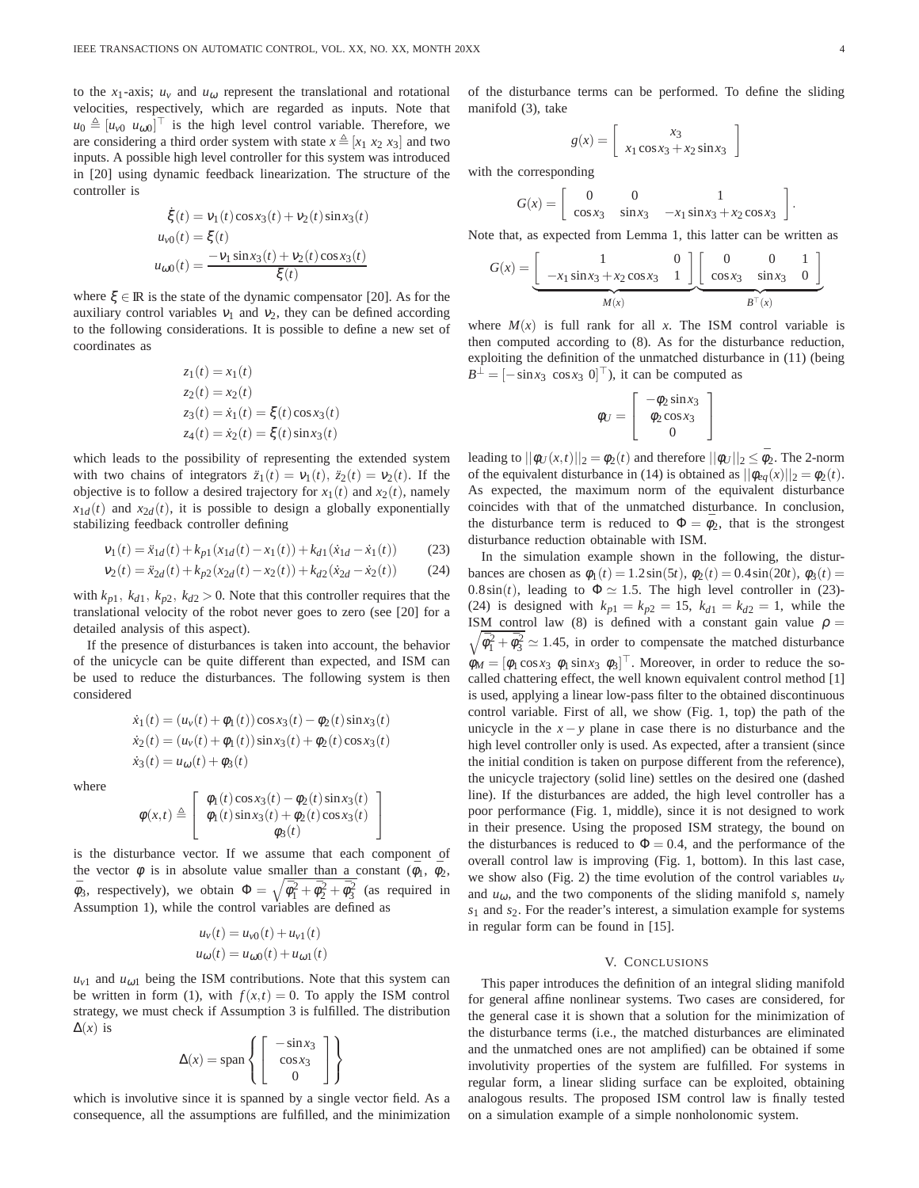to the $x_1$-axis; $u_v$ and $u_\omega$ represent the translational and rotational velocities, respectively, which are regarded as inputs. Note that $u_0 \triangleq [u_{v0} \;\; u_{\omega 0}]^\top$ is the high level control variable. Therefore, we are considering a third order system with state $x \triangleq [x_1 \; x_2 \; x_3]$ and two inputs. A possible high level controller for this system was introduced in [20] using dynamic feedback linearization. The structure of the controller is

$$
\begin{aligned}
\dot{\xi}(t) &= \nu_1(t)\cos x_3(t) + \nu_2(t)\sin x_3(t)\\
u_{v0}(t) &= \xi(t)\\
u_{\omega 0}(t) &= \frac{-\nu_1 \sin x_3(t) + \nu_2(t)\cos x_3(t)}{\xi(t)}
\end{aligned}
$$

where $\xi \in \mathbb{R}$ is the state of the dynamic compensator [20]. As for the auxiliary control variables $\nu_1$ and $\nu_2$, they can be defined according to the following considerations. It is possible to define a new set of coordinates as

$$
\begin{aligned}
z_1(t) &= x_1(t)\\
z_2(t) &= x_2(t)\\
z_3(t) &= \dot{x}_1(t) = \xi(t)\cos x_3(t)\\
z_4(t) &= \dot{x}_2(t) = \xi(t)\sin x_3(t)
\end{aligned}
$$

which leads to the possibility of representing the extended system with two chains of integrators $\ddot{z}_1(t) = \nu_1(t)$, $\ddot{z}_2(t) = \nu_2(t)$. If the objective is to follow a desired trajectory for $x_1(t)$ and $x_2(t)$, namely $x_{1d}(t)$ and $x_{2d}(t)$, it is possible to design a globally exponentially stabilizing feedback controller defining

$$
\nu_1(t) = \ddot{x}_{1d}(t) + k_{p1}(x_{1d}(t) - x_1(t)) + k_{d1}(\dot{x}_{1d} - \dot{x}_1(t)) \tag{23}
$$

$$
\nu_2(t) = \ddot{x}_{2d}(t) + k_{p2}(x_{2d}(t) - x_2(t)) + k_{d2}(\dot{x}_{2d} - \dot{x}_2(t)) \tag{24}
$$

with $k_{p1},\ k_{d1},\ k_{p2},\ k_{d2} > 0$. Note that this controller requires that the translational velocity of the robot never goes to zero (see [20] for a detailed analysis of this aspect).

If the presence of disturbances is taken into account, the behavior of the unicycle can be quite different than expected, and ISM can be used to reduce the disturbances. The following system is then considered

$$
\begin{aligned}
\dot{x}_1(t) &= (u_v(t) + \phi_1(t))\cos x_3(t) - \phi_2(t)\sin x_3(t)\\
\dot{x}_2(t) &= (u_v(t) + \phi_1(t))\sin x_3(t) + \phi_2(t)\cos x_3(t)\\
\dot{x}_3(t) &= u_\omega(t) + \phi_3(t)
\end{aligned}
$$

where

$$
\phi(x,t) \triangleq \begin{bmatrix} \phi_1(t)\cos x_3(t) - \phi_2(t)\sin x_3(t)\\ \phi_1(t)\sin x_3(t) + \phi_2(t)\cos x_3(t)\\ \phi_3(t) \end{bmatrix}
$$

is the disturbance vector. If we assume that each component of the vector $\phi$ is in absolute value smaller than a constant ($\bar{\phi}_1$, $\bar{\phi}_2$, $\bar{\phi}_3$, respectively), we obtain $\Phi = \sqrt{\bar{\phi}_1^2 + \bar{\phi}_2^2 + \bar{\phi}_3^2}$ (as required in Assumption 1), while the control variables are defined as

$$
\begin{aligned}
u_v(t) &= u_{v0}(t) + u_{v1}(t)\\
u_\omega(t) &= u_{\omega 0}(t) + u_{\omega 1}(t)
\end{aligned}
$$

$u_{v1}$ and $u_{\omega 1}$ being the ISM contributions. Note that this system can be written in form (1), with $f(x,t) = 0$. To apply the ISM control strategy, we must check if Assumption 3 is fulfilled. The distribution $\Delta(x)$ is

$$
\Delta(x) = \text{span}\left\{ \begin{bmatrix} -\sin x_3\\ \cos x_3\\ 0 \end{bmatrix} \right\}
$$

which is involutive since it is spanned by a single vector field. As a consequence, all the assumptions are fulfilled, and the minimization of the disturbance terms can be performed. To define the sliding manifold (3), take

$$
g(x) = \begin{bmatrix} x_3\\ x_1\cos x_3 + x_2 \sin x_3 \end{bmatrix}
$$

with the corresponding

$$
G(x) = \begin{bmatrix} 0 & 0 & 1\\ \cos x_3 & \sin x_3 & -x_1\sin x_3 + x_2\cos x_3 \end{bmatrix}.
$$

Note that, as expected from Lemma 1, this latter can be written as

$$
G(x) = \underbrace{\begin{bmatrix} 1 & 0\\ -x_1\sin x_3 + x_2\cos x_3 & 1 \end{bmatrix}}_{M(x)} \underbrace{\begin{bmatrix} 0 & 0 & 1\\ \cos x_3 & \sin x_3 & 0 \end{bmatrix}}_{B^\top(x)}
$$

where $M(x)$ is full rank for all $x$. The ISM control variable is then computed according to (8). As for the disturbance reduction, exploiting the definition of the unmatched disturbance in (11) (being $B^\perp = [-\sin x_3 \;\; \cos x_3 \;\; 0]^\top$), it can be computed as

$$
\phi_U = \begin{bmatrix} -\phi_2 \sin x_3\\ \phi_2 \cos x_3\\ 0 \end{bmatrix}
$$

leading to $||\phi_U(x,t)||_2 = \phi_2(t)$ and therefore $||\phi_U||_2 \le \bar{\phi}_2$. The 2-norm of the equivalent disturbance in (14) is obtained as $||\phi_{eq}(x)||_2 = \phi_2(t)$. As expected, the maximum norm of the equivalent disturbance coincides with that of the unmatched disturbance. In conclusion, the disturbance term is reduced to $\Phi = \bar{\phi}_2$, that is the strongest disturbance reduction obtainable with ISM.

In the simulation example shown in the following, the disturbances are chosen as $\phi_1(t) = 1.2\sin(5t)$, $\phi_2(t) = 0.4\sin(20t)$, $\phi_3(t) = 0.8\sin(t)$, leading to $\Phi \simeq 1.5$. The high level controller in (23)-(24) is designed with $k_{p1} = k_{p2} = 15$, $k_{d1} = k_{d2} = 1$, while the ISM control law (8) is defined with a constant gain value $\rho = \sqrt{\bar{\phi}_1^2 + \bar{\phi}_3^2} \simeq 1.45$, in order to compensate the matched disturbance $\phi_M = [\phi_1 \cos x_3 \;\; \phi_1 \sin x_3 \;\; \phi_3]^\top$. Moreover, in order to reduce the so-called chattering effect, the well known equivalent control method [1] is used, applying a linear low-pass filter to the obtained discontinuous control variable. First of all, we show (Fig. 1, top) the path of the unicycle in the $x-y$ plane in case there is no disturbance and the high level controller only is used. As expected, after a transient (since the initial condition is taken on purpose different from the reference), the unicycle trajectory (solid line) settles on the desired one (dashed line). If the disturbances are added, the high level controller has a poor performance (Fig. 1, middle), since it is not designed to work in their presence. Using the proposed ISM strategy, the bound on the disturbances is reduced to $\Phi = 0.4$, and the performance of the overall control law is improving (Fig. 1, bottom). In this last case, we show also (Fig. 2) the time evolution of the control variables $u_v$ and $u_\omega$, and the two components of the sliding manifold $s$, namely $s_1$ and $s_2$. For the reader's interest, a simulation example for systems in regular form can be found in [15].

## V. Conclusions

This paper introduces the definition of an integral sliding manifold for general affine nonlinear systems. Two cases are considered, for the general case it is shown that a solution for the minimization of the disturbance terms (i.e., the matched disturbances are eliminated and the unmatched ones are not amplified) can be obtained if some involutivity properties of the system are fulfilled. For systems in regular form, a linear sliding surface can be exploited, obtaining analogous results. The proposed ISM control law is finally tested on a simulation example of a simple nonholonomic system.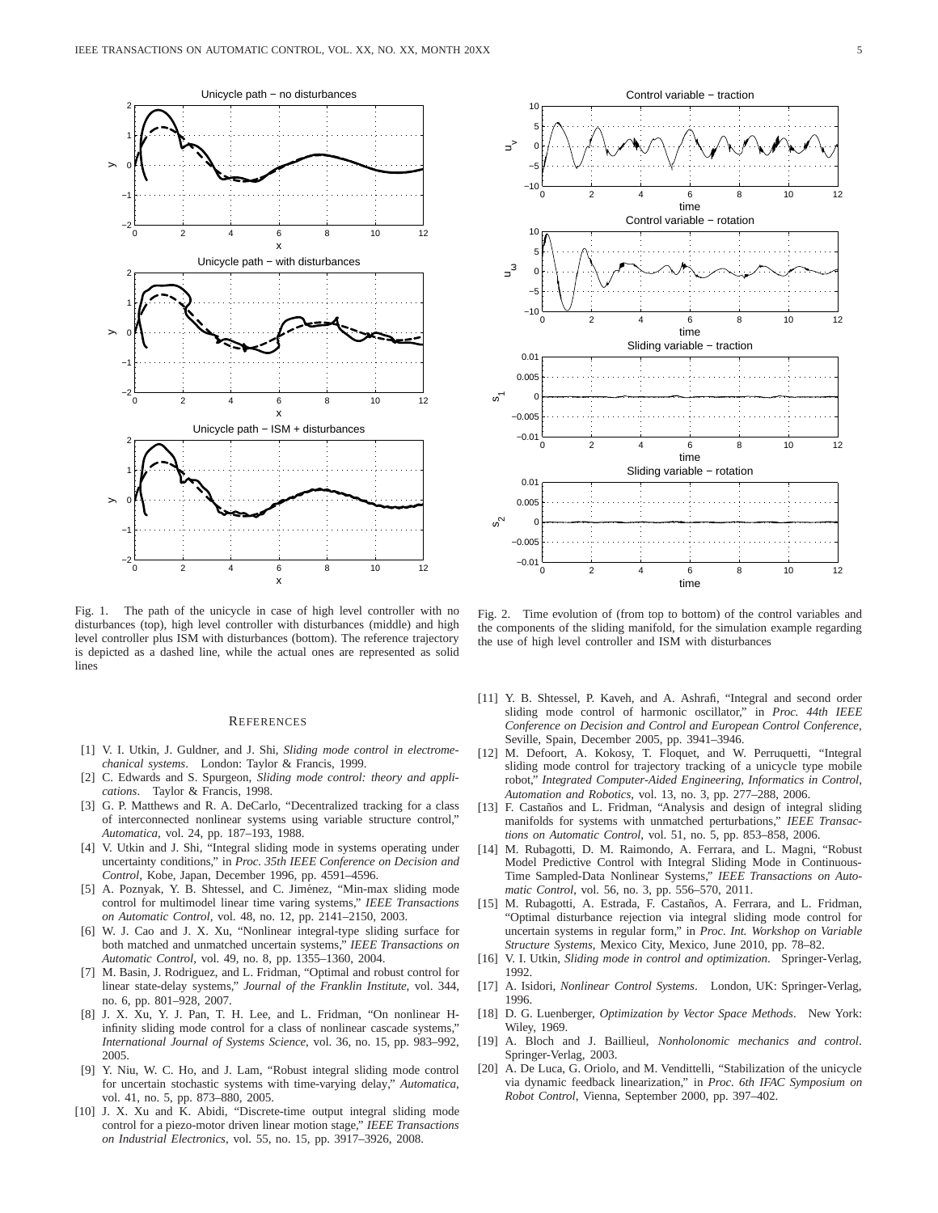Unicycle path − no disturbances

y

x

Unicycle path − with disturbances

y

x

Unicycle path − ISM + disturbances

y

x

Fig. 1. The path of the unicycle in case of high level controller with no disturbances (top), high level controller with disturbances (middle) and high level controller plus ISM with disturbances (bottom). The reference trajectory is depicted as a dashed line, while the actual ones are represented as solid lines

Control variable − traction

$u_v$

time

Control variable − rotation

$u_\omega$

time

Sliding variable − traction

$s_1$

time

Sliding variable − rotation

$s_2$

time

Fig. 2. Time evolution of (from top to bottom) of the control variables and the components of the sliding manifold, for the simulation example regarding the use of high level controller and ISM with disturbances

## References

[1] V. I. Utkin, J. Guldner, and J. Shi, *Sliding mode control in electromechanical systems*. London: Taylor & Francis, 1999.

[2] C. Edwards and S. Spurgeon, *Sliding mode control: theory and applications*. Taylor & Francis, 1998.

[3] G. P. Matthews and R. A. DeCarlo, "Decentralized tracking for a class of interconnected nonlinear systems using variable structure control," *Automatica*, vol. 24, pp. 187–193, 1988.

[4] V. Utkin and J. Shi, "Integral sliding mode in systems operating under uncertainty conditions," in *Proc. 35th IEEE Conference on Decision and Control*, Kobe, Japan, December 1996, pp. 4591–4596.

[5] A. Poznyak, Y. B. Shtessel, and C. Jiménez, "Min-max sliding mode control for multimodel linear time varing systems," *IEEE Transactions on Automatic Control*, vol. 48, no. 12, pp. 2141–2150, 2003.

[6] W. J. Cao and J. X. Xu, "Nonlinear integral-type sliding surface for both matched and unmatched uncertain systems," *IEEE Transactions on Automatic Control*, vol. 49, no. 8, pp. 1355–1360, 2004.

[7] M. Basin, J. Rodriguez, and L. Fridman, "Optimal and robust control for linear state-delay systems," *Journal of the Franklin Institute*, vol. 344, no. 6, pp. 801–928, 2007.

[8] J. X. Xu, Y. J. Pan, T. H. Lee, and L. Fridman, "On nonlinear H-infinity sliding mode control for a class of nonlinear cascade systems," *International Journal of Systems Science*, vol. 36, no. 15, pp. 983–992, 2005.

[9] Y. Niu, W. C. Ho, and J. Lam, "Robust integral sliding mode control for uncertain stochastic systems with time-varying delay," *Automatica*, vol. 41, no. 5, pp. 873–880, 2005.

[10] J. X. Xu and K. Abidi, "Discrete-time output integral sliding mode control for a piezo-motor driven linear motion stage," *IEEE Transactions on Industrial Electronics*, vol. 55, no. 15, pp. 3917–3926, 2008.

[11] Y. B. Shtessel, P. Kaveh, and A. Ashrafi, "Integral and second order sliding mode control of harmonic oscillator," in *Proc. 44th IEEE Conference on Decision and Control and European Control Conference*, Seville, Spain, December 2005, pp. 3941–3946.

[12] M. Defoort, A. Kokosy, T. Floquet, and W. Perruquetti, "Integral sliding mode control for trajectory tracking of a unicycle type mobile robot," *Integrated Computer-Aided Engineering, Informatics in Control, Automation and Robotics*, vol. 13, no. 3, pp. 277–288, 2006.

[13] F. Castaños and L. Fridman, "Analysis and design of integral sliding manifolds for systems with unmatched perturbations," *IEEE Transactions on Automatic Control*, vol. 51, no. 5, pp. 853–858, 2006.

[14] M. Rubagotti, D. M. Raimondo, A. Ferrara, and L. Magni, "Robust Model Predictive Control with Integral Sliding Mode in Continuous-Time Sampled-Data Nonlinear Systems," *IEEE Transactions on Automatic Control*, vol. 56, no. 3, pp. 556–570, 2011.

[15] M. Rubagotti, A. Estrada, F. Castaños, A. Ferrara, and L. Fridman, "Optimal disturbance rejection via integral sliding mode control for uncertain systems in regular form," in *Proc. Int. Workshop on Variable Structure Systems*, Mexico City, Mexico, June 2010, pp. 78–82.

[16] V. I. Utkin, *Sliding mode in control and optimization*. Springer-Verlag, 1992.

[17] A. Isidori, *Nonlinear Control Systems*. London, UK: Springer-Verlag, 1996.

[18] D. G. Luenberger, *Optimization by Vector Space Methods*. New York: Wiley, 1969.

[19] A. Bloch and J. Baillieul, *Nonholonomic mechanics and control*. Springer-Verlag, 2003.

[20] A. De Luca, G. Oriolo, and M. Vendittelli, "Stabilization of the unicycle via dynamic feedback linearization," in *Proc. 6th IFAC Symposium on Robot Control*, Vienna, September 2000, pp. 397–402.